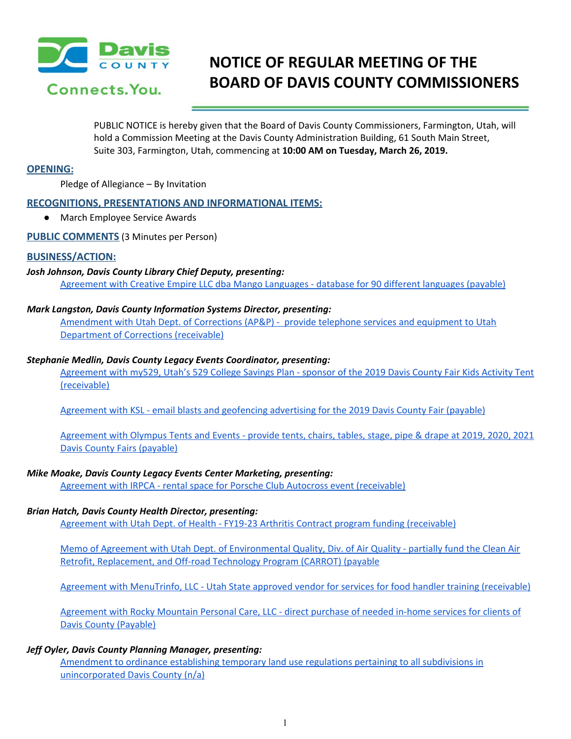Davis COUNTY Connects. You.

# NOTICE OF REGULAR MEETING OF THE BOARD OF DAVIS COUNTY COMMISSIONERS

PUBLIC NOTICE is hereby given that the Board of Davis County Commissioners, Farmington, Utah, will hold a Commission Meeting at the Davis County Administration Building, 61 South Main Street, Suite 303, Farmington, Utah, commencing at **10:00 AM on Tuesday, March 26, 2019.**

## OPENING:

Pledge of Allegiance – By Invitation

## RECOGNITIONS, PRESENTATIONS AND INFORMATIONAL ITEMS:

- March Employee Service Awards

## PUBLIC COMMENTS (3 Minutes per Person)

## BUSINESS/ACTION:

***Josh Johnson, Davis County Library Chief Deputy, presenting:***

Agreement with Creative Empire LLC dba Mango Languages - database for 90 different languages (payable)

***Mark Langston, Davis County Information Systems Director, presenting:***

Amendment with Utah Dept. of Corrections (AP&P) - provide telephone services and equipment to Utah Department of Corrections (receivable)

***Stephanie Medlin, Davis County Legacy Events Coordinator, presenting:***

Agreement with my529, Utah's 529 College Savings Plan - sponsor of the 2019 Davis County Fair Kids Activity Tent (receivable)

Agreement with KSL - email blasts and geofencing advertising for the 2019 Davis County Fair (payable)

Agreement with Olympus Tents and Events - provide tents, chairs, tables, stage, pipe & drape at 2019, 2020, 2021 Davis County Fairs (payable)

***Mike Moake, Davis County Legacy Events Center Marketing, presenting:***

Agreement with IRPCA - rental space for Porsche Club Autocross event (receivable)

***Brian Hatch, Davis County Health Director, presenting:***

Agreement with Utah Dept. of Health - FY19-23 Arthritis Contract program funding (receivable)

Memo of Agreement with Utah Dept. of Environmental Quality, Div. of Air Quality - partially fund the Clean Air Retrofit, Replacement, and Off-road Technology Program (CARROT) (payable

Agreement with MenuTrinfo, LLC - Utah State approved vendor for services for food handler training (receivable)

Agreement with Rocky Mountain Personal Care, LLC - direct purchase of needed in-home services for clients of Davis County (Payable)

***Jeff Oyler, Davis County Planning Manager, presenting:***

Amendment to ordinance establishing temporary land use regulations pertaining to all subdivisions in unincorporated Davis County (n/a)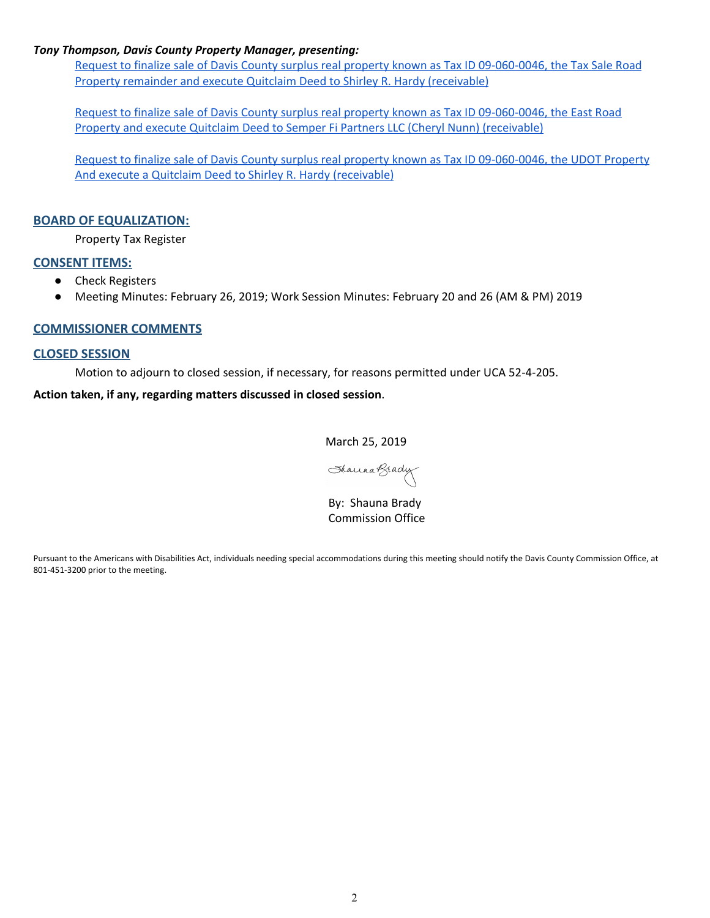***Tony Thompson, Davis County Property Manager, presenting:***

Request to finalize sale of Davis County surplus real property known as Tax ID 09-060-0046, the Tax Sale Road Property remainder and execute Quitclaim Deed to Shirley R. Hardy (receivable)

Request to finalize sale of Davis County surplus real property known as Tax ID 09-060-0046, the East Road Property and execute Quitclaim Deed to Semper Fi Partners LLC (Cheryl Nunn) (receivable)

Request to finalize sale of Davis County surplus real property known as Tax ID 09-060-0046, the UDOT Property And execute a Quitclaim Deed to Shirley R. Hardy (receivable)

## BOARD OF EQUALIZATION:

Property Tax Register

## CONSENT ITEMS:

- Check Registers
- Meeting Minutes: February 26, 2019; Work Session Minutes: February 20 and 26 (AM & PM) 2019

## COMMISSIONER COMMENTS

## CLOSED SESSION

Motion to adjourn to closed session, if necessary, for reasons permitted under UCA 52-4-205.

**Action taken, if any, regarding matters discussed in closed session**.

March 25, 2019

Shauna Brady

By: Shauna Brady
Commission Office

Pursuant to the Americans with Disabilities Act, individuals needing special accommodations during this meeting should notify the Davis County Commission Office, at 801-451-3200 prior to the meeting.